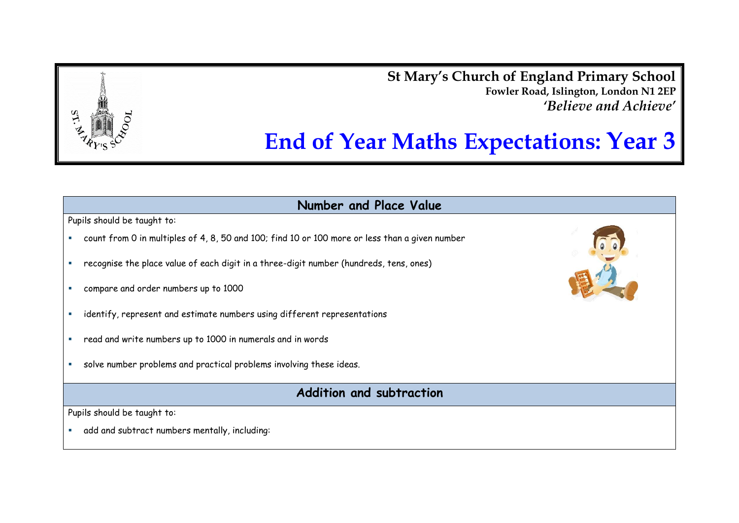**St Mary's Church of England Primary School**
**Fowler Road, Islington, London N1 2EP**
***'Believe and Achieve'***

# End of Year Maths Expectations: Year 3

## Number and Place Value

Pupils should be taught to:

- count from 0 in multiples of 4, 8, 50 and 100; find 10 or 100 more or less than a given number
- recognise the place value of each digit in a three-digit number (hundreds, tens, ones)
- compare and order numbers up to 1000
- identify, represent and estimate numbers using different representations
- read and write numbers up to 1000 in numerals and in words
- solve number problems and practical problems involving these ideas.

## Addition and subtraction

Pupils should be taught to:

- add and subtract numbers mentally, including: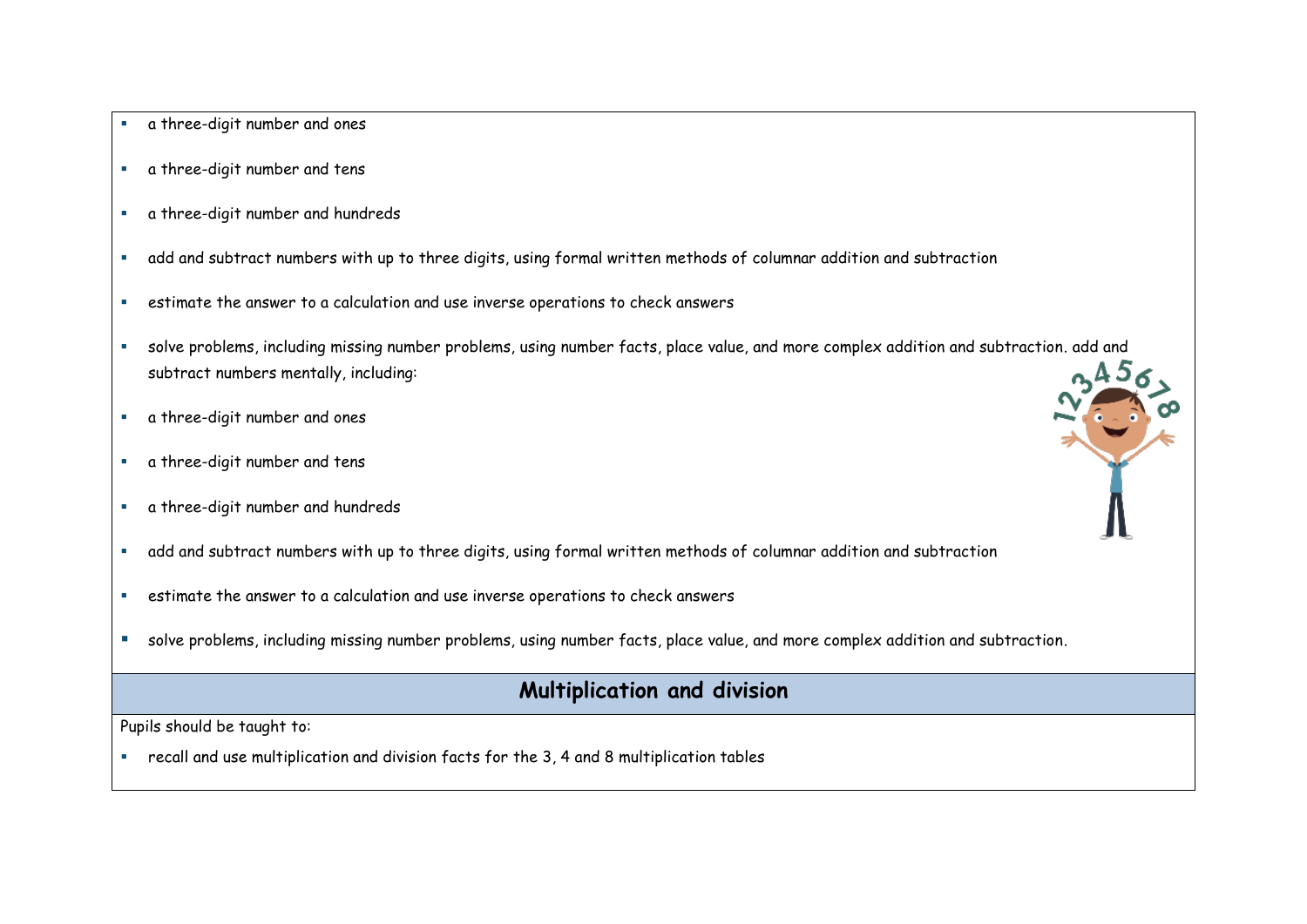- a three-digit number and ones
- a three-digit number and tens
- a three-digit number and hundreds
- add and subtract numbers with up to three digits, using formal written methods of columnar addition and subtraction
- estimate the answer to a calculation and use inverse operations to check answers
- solve problems, including missing number problems, using number facts, place value, and more complex addition and subtraction. add and subtract numbers mentally, including:
- a three-digit number and ones
- a three-digit number and tens
- a three-digit number and hundreds
- add and subtract numbers with up to three digits, using formal written methods of columnar addition and subtraction
- estimate the answer to a calculation and use inverse operations to check answers
- solve problems, including missing number problems, using number facts, place value, and more complex addition and subtraction.

## Multiplication and division

Pupils should be taught to:

- recall and use multiplication and division facts for the 3, 4 and 8 multiplication tables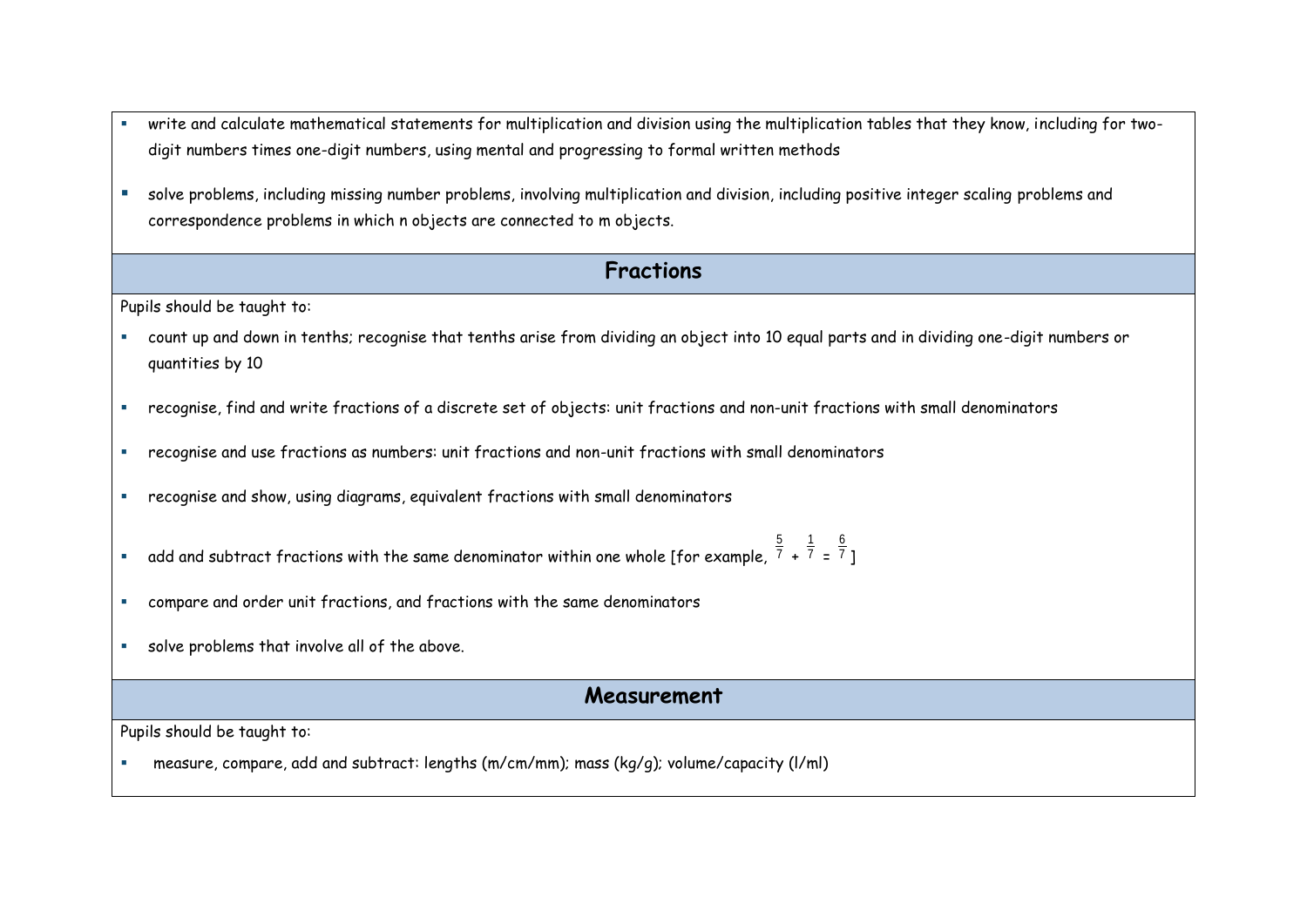- write and calculate mathematical statements for multiplication and division using the multiplication tables that they know, including for two-digit numbers times one-digit numbers, using mental and progressing to formal written methods
- solve problems, including missing number problems, involving multiplication and division, including positive integer scaling problems and correspondence problems in which n objects are connected to m objects.

## Fractions

Pupils should be taught to:

- count up and down in tenths; recognise that tenths arise from dividing an object into 10 equal parts and in dividing one-digit numbers or quantities by 10
- recognise, find and write fractions of a discrete set of objects: unit fractions and non-unit fractions with small denominators
- recognise and use fractions as numbers: unit fractions and non-unit fractions with small denominators
- recognise and show, using diagrams, equivalent fractions with small denominators
- add and subtract fractions with the same denominator within one whole [for example, $\frac{5}{7} + \frac{1}{7} = \frac{6}{7}$]
- compare and order unit fractions, and fractions with the same denominators
- solve problems that involve all of the above.

## Measurement

Pupils should be taught to:

- measure, compare, add and subtract: lengths (m/cm/mm); mass (kg/g); volume/capacity (l/ml)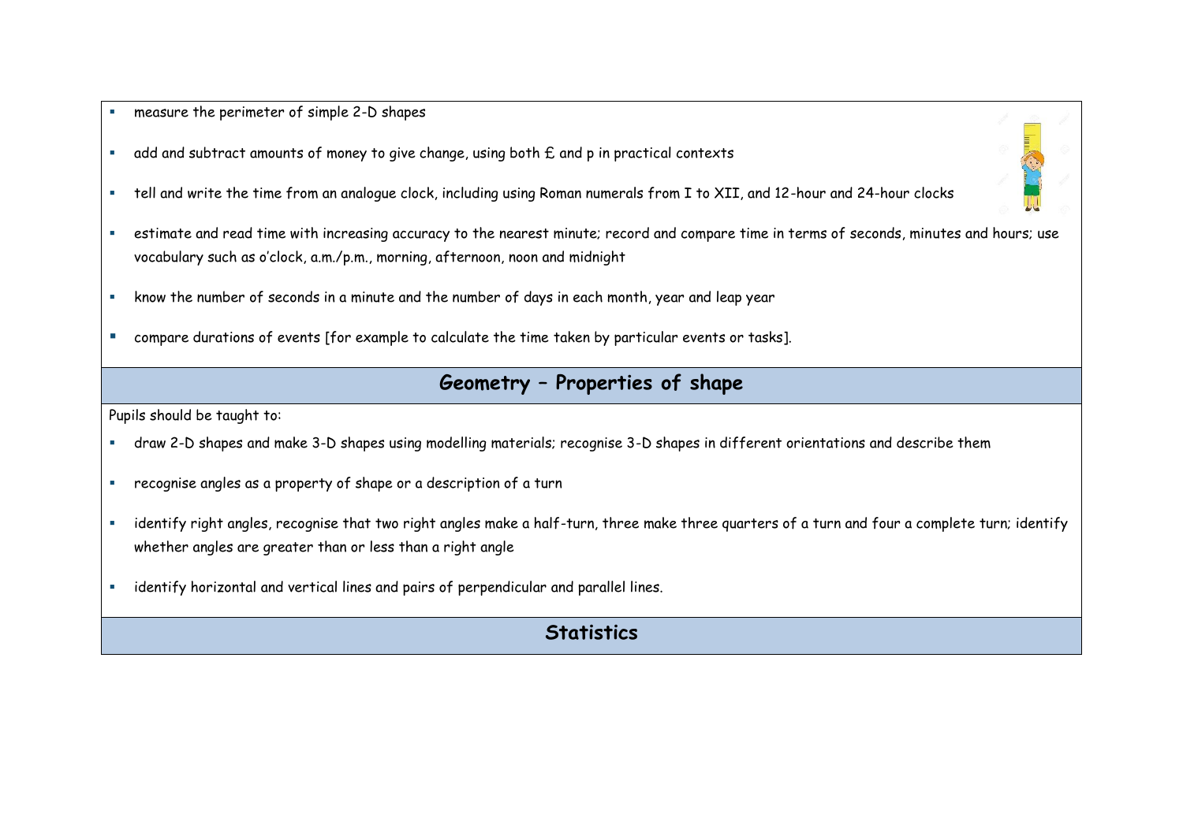- measure the perimeter of simple 2-D shapes
- add and subtract amounts of money to give change, using both £ and p in practical contexts
- tell and write the time from an analogue clock, including using Roman numerals from I to XII, and 12-hour and 24-hour clocks
- estimate and read time with increasing accuracy to the nearest minute; record and compare time in terms of seconds, minutes and hours; use vocabulary such as o'clock, a.m./p.m., morning, afternoon, noon and midnight
- know the number of seconds in a minute and the number of days in each month, year and leap year
- compare durations of events [for example to calculate the time taken by particular events or tasks].

## Geometry – Properties of shape

Pupils should be taught to:

- draw 2-D shapes and make 3-D shapes using modelling materials; recognise 3-D shapes in different orientations and describe them
- recognise angles as a property of shape or a description of a turn
- identify right angles, recognise that two right angles make a half-turn, three make three quarters of a turn and four a complete turn; identify whether angles are greater than or less than a right angle
- identify horizontal and vertical lines and pairs of perpendicular and parallel lines.

## Statistics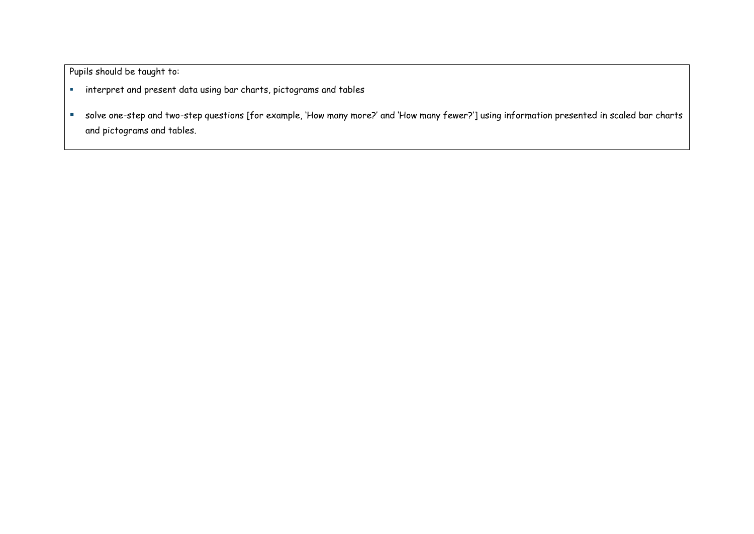Pupils should be taught to:

- interpret and present data using bar charts, pictograms and tables
- solve one-step and two-step questions [for example, 'How many more?' and 'How many fewer?'] using information presented in scaled bar charts and pictograms and tables.